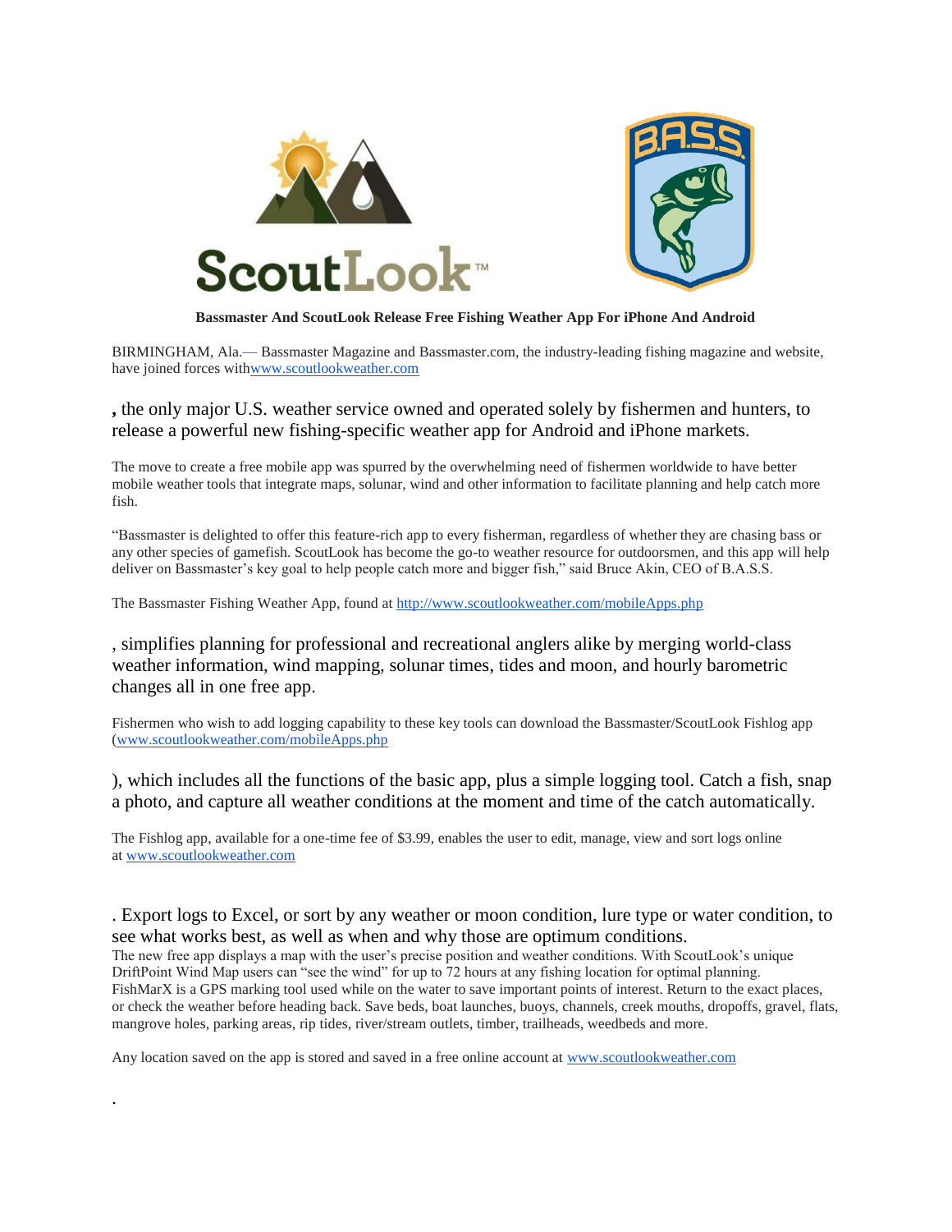**Bassmaster And ScoutLook Release Free Fishing Weather App For iPhone And Android**

BIRMINGHAM, Ala.— Bassmaster Magazine and Bassmaster.com, the industry-leading fishing magazine and website, have joined forces withwww.scoutlookweather.com

, the only major U.S. weather service owned and operated solely by fishermen and hunters, to release a powerful new fishing-specific weather app for Android and iPhone markets.

The move to create a free mobile app was spurred by the overwhelming need of fishermen worldwide to have better mobile weather tools that integrate maps, solunar, wind and other information to facilitate planning and help catch more fish.

"Bassmaster is delighted to offer this feature-rich app to every fisherman, regardless of whether they are chasing bass or any other species of gamefish. ScoutLook has become the go-to weather resource for outdoorsmen, and this app will help deliver on Bassmaster's key goal to help people catch more and bigger fish," said Bruce Akin, CEO of B.A.S.S.

The Bassmaster Fishing Weather App, found at http://www.scoutlookweather.com/mobileApps.php

, simplifies planning for professional and recreational anglers alike by merging world-class weather information, wind mapping, solunar times, tides and moon, and hourly barometric changes all in one free app.

Fishermen who wish to add logging capability to these key tools can download the Bassmaster/ScoutLook Fishlog app (www.scoutlookweather.com/mobileApps.php

), which includes all the functions of the basic app, plus a simple logging tool. Catch a fish, snap a photo, and capture all weather conditions at the moment and time of the catch automatically.

The Fishlog app, available for a one-time fee of $3.99, enables the user to edit, manage, view and sort logs online at www.scoutlookweather.com

. Export logs to Excel, or sort by any weather or moon condition, lure type or water condition, to see what works best, as well as when and why those are optimum conditions.

The new free app displays a map with the user's precise position and weather conditions. With ScoutLook's unique DriftPoint Wind Map users can "see the wind" for up to 72 hours at any fishing location for optimal planning. FishMarX is a GPS marking tool used while on the water to save important points of interest. Return to the exact places, or check the weather before heading back. Save beds, boat launches, buoys, channels, creek mouths, dropoffs, gravel, flats, mangrove holes, parking areas, rip tides, river/stream outlets, timber, trailheads, weedbeds and more.

Any location saved on the app is stored and saved in a free online account at www.scoutlookweather.com

.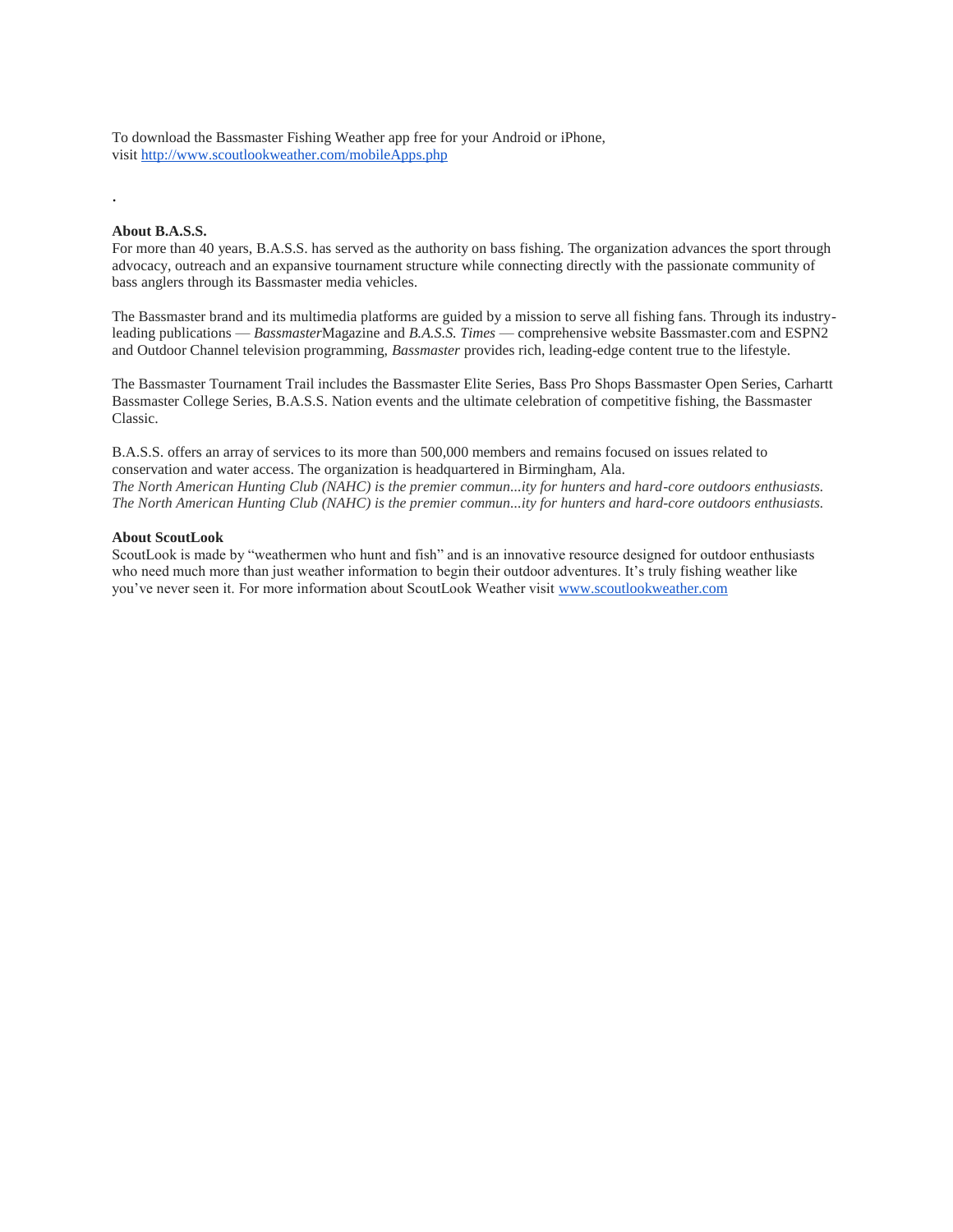To download the Bassmaster Fishing Weather app free for your Android or iPhone, visit [http://www.scoutlookweather.com/mobileApps.php](http://www.scoutlookweather.com/mobileApps.php)

.

**About B.A.S.S.**
For more than 40 years, B.A.S.S. has served as the authority on bass fishing. The organization advances the sport through advocacy, outreach and an expansive tournament structure while connecting directly with the passionate community of bass anglers through its Bassmaster media vehicles.

The Bassmaster brand and its multimedia platforms are guided by a mission to serve all fishing fans. Through its industry-leading publications — *Bassmaster*Magazine and *B.A.S.S. Times* — comprehensive website Bassmaster.com and ESPN2 and Outdoor Channel television programming, *Bassmaster* provides rich, leading-edge content true to the lifestyle.

The Bassmaster Tournament Trail includes the Bassmaster Elite Series, Bass Pro Shops Bassmaster Open Series, Carhartt Bassmaster College Series, B.A.S.S. Nation events and the ultimate celebration of competitive fishing, the Bassmaster Classic.

B.A.S.S. offers an array of services to its more than 500,000 members and remains focused on issues related to conservation and water access. The organization is headquartered in Birmingham, Ala.
*The North American Hunting Club (NAHC) is the premier commun...ity for hunters and hard-core outdoors enthusiasts.*
*The North American Hunting Club (NAHC) is the premier commun...ity for hunters and hard-core outdoors enthusiasts.*

**About ScoutLook**
ScoutLook is made by "weathermen who hunt and fish" and is an innovative resource designed for outdoor enthusiasts who need much more than just weather information to begin their outdoor adventures. It's truly fishing weather like you've never seen it. For more information about ScoutLook Weather visit [www.scoutlookweather.com](http://www.scoutlookweather.com)